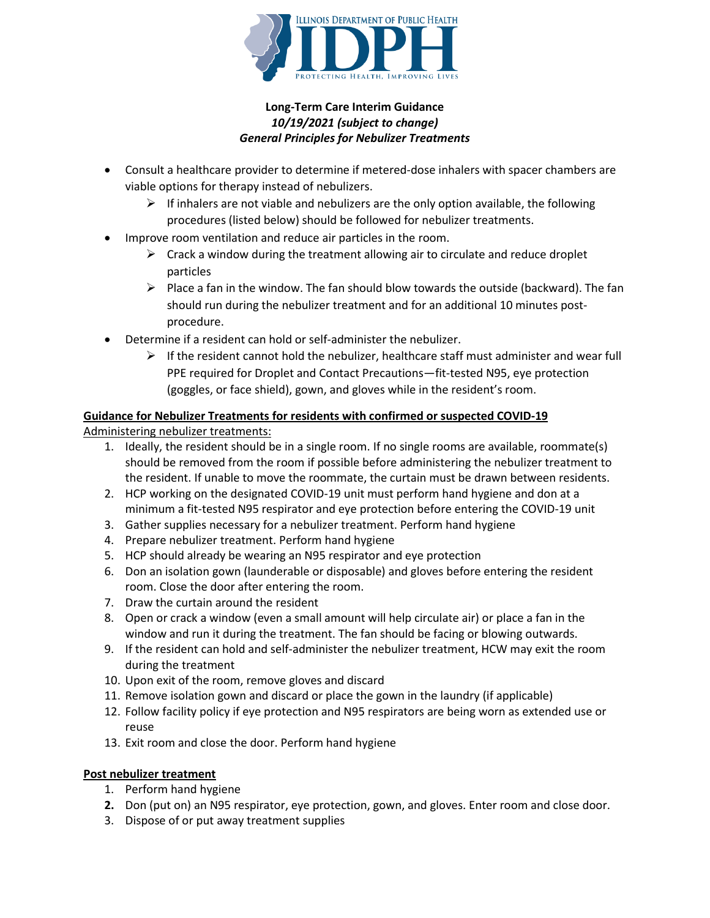**Long-Term Care Interim Guidance**
***10/19/2021 (subject to change)***
***General Principles for Nebulizer Treatments***

- Consult a healthcare provider to determine if metered-dose inhalers with spacer chambers are viable options for therapy instead of nebulizers.
  - If inhalers are not viable and nebulizers are the only option available, the following procedures (listed below) should be followed for nebulizer treatments.
- Improve room ventilation and reduce air particles in the room.
  - Crack a window during the treatment allowing air to circulate and reduce droplet particles
  - Place a fan in the window. The fan should blow towards the outside (backward). The fan should run during the nebulizer treatment and for an additional 10 minutes post-procedure.
- Determine if a resident can hold or self-administer the nebulizer.
  - If the resident cannot hold the nebulizer, healthcare staff must administer and wear full PPE required for Droplet and Contact Precautions—fit-tested N95, eye protection (goggles, or face shield), gown, and gloves while in the resident's room.

**<u>Guidance for Nebulizer Treatments for residents with confirmed or suspected COVID-19</u>**

<u>Administering nebulizer treatments:</u>

1. Ideally, the resident should be in a single room. If no single rooms are available, roommate(s) should be removed from the room if possible before administering the nebulizer treatment to the resident. If unable to move the roommate, the curtain must be drawn between residents.
2. HCP working on the designated COVID-19 unit must perform hand hygiene and don at a minimum a fit-tested N95 respirator and eye protection before entering the COVID-19 unit
3. Gather supplies necessary for a nebulizer treatment. Perform hand hygiene
4. Prepare nebulizer treatment. Perform hand hygiene
5. HCP should already be wearing an N95 respirator and eye protection
6. Don an isolation gown (launderable or disposable) and gloves before entering the resident room. Close the door after entering the room.
7. Draw the curtain around the resident
8. Open or crack a window (even a small amount will help circulate air) or place a fan in the window and run it during the treatment. The fan should be facing or blowing outwards.
9. If the resident can hold and self-administer the nebulizer treatment, HCW may exit the room during the treatment
10. Upon exit of the room, remove gloves and discard
11. Remove isolation gown and discard or place the gown in the laundry (if applicable)
12. Follow facility policy if eye protection and N95 respirators are being worn as extended use or reuse
13. Exit room and close the door. Perform hand hygiene

**<u>Post nebulizer treatment</u>**

1. Perform hand hygiene
2. Don (put on) an N95 respirator, eye protection, gown, and gloves. Enter room and close door.
3. Dispose of or put away treatment supplies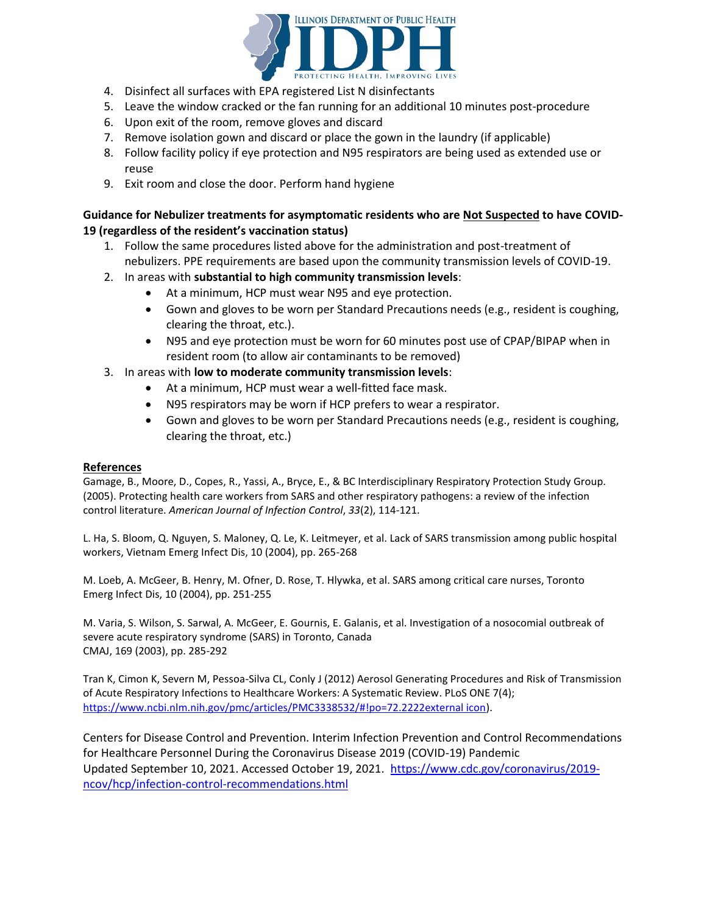4. Disinfect all surfaces with EPA registered List N disinfectants
5. Leave the window cracked or the fan running for an additional 10 minutes post-procedure
6. Upon exit of the room, remove gloves and discard
7. Remove isolation gown and discard or place the gown in the laundry (if applicable)
8. Follow facility policy if eye protection and N95 respirators are being used as extended use or reuse
9. Exit room and close the door. Perform hand hygiene

**Guidance for Nebulizer treatments for asymptomatic residents who are <u>Not Suspected</u> to have COVID-19 (regardless of the resident's vaccination status)**

1. Follow the same procedures listed above for the administration and post-treatment of nebulizers. PPE requirements are based upon the community transmission levels of COVID-19.
2. In areas with **substantial to high community transmission levels**:
   - At a minimum, HCP must wear N95 and eye protection.
   - Gown and gloves to be worn per Standard Precautions needs (e.g., resident is coughing, clearing the throat, etc.).
   - N95 and eye protection must be worn for 60 minutes post use of CPAP/BIPAP when in resident room (to allow air contaminants to be removed)
3. In areas with **low to moderate community transmission levels**:
   - At a minimum, HCP must wear a well-fitted face mask.
   - N95 respirators may be worn if HCP prefers to wear a respirator.
   - Gown and gloves to be worn per Standard Precautions needs (e.g., resident is coughing, clearing the throat, etc.)

## <u>References</u>

Gamage, B., Moore, D., Copes, R., Yassi, A., Bryce, E., & BC Interdisciplinary Respiratory Protection Study Group. (2005). Protecting health care workers from SARS and other respiratory pathogens: a review of the infection control literature. *American Journal of Infection Control*, *33*(2), 114-121.

L. Ha, S. Bloom, Q. Nguyen, S. Maloney, Q. Le, K. Leitmeyer, et al. Lack of SARS transmission among public hospital workers, Vietnam Emerg Infect Dis, 10 (2004), pp. 265-268

M. Loeb, A. McGeer, B. Henry, M. Ofner, D. Rose, T. Hlywka, et al. SARS among critical care nurses, Toronto Emerg Infect Dis, 10 (2004), pp. 251-255

M. Varia, S. Wilson, S. Sarwal, A. McGeer, E. Gournis, E. Galanis, et al. Investigation of a nosocomial outbreak of severe acute respiratory syndrome (SARS) in Toronto, Canada
CMAJ, 169 (2003), pp. 285-292

Tran K, Cimon K, Severn M, Pessoa-Silva CL, Conly J (2012) Aerosol Generating Procedures and Risk of Transmission of Acute Respiratory Infections to Healthcare Workers: A Systematic Review. PLoS ONE 7(4); https://www.ncbi.nlm.nih.gov/pmc/articles/PMC3338532/#!po=72.2222external icon).

Centers for Disease Control and Prevention. Interim Infection Prevention and Control Recommendations for Healthcare Personnel During the Coronavirus Disease 2019 (COVID-19) Pandemic
Updated September 10, 2021. Accessed October 19, 2021. https://www.cdc.gov/coronavirus/2019-ncov/hcp/infection-control-recommendations.html